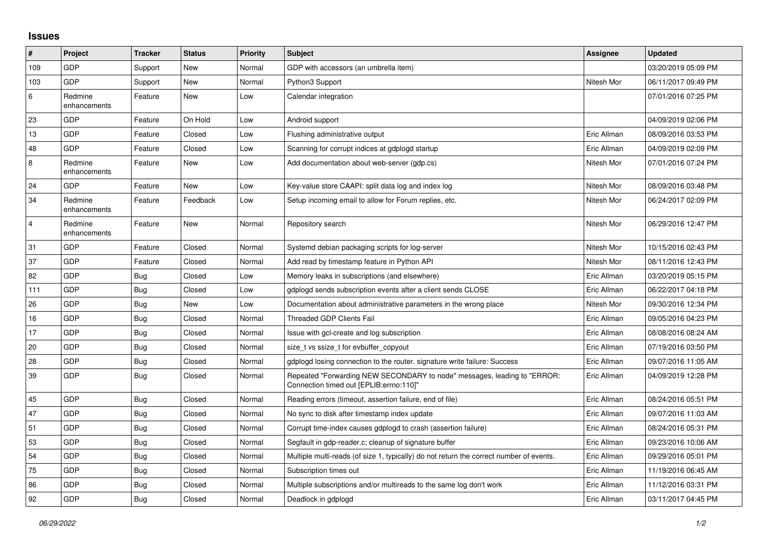## Issues

| # | Project | Tracker | Status | Priority | Subject | Assignee | Updated |
|---|---|---|---|---|---|---|---|
| 109 | GDP | Support | New | Normal | GDP with accessors (an umbrella item) | | 03/20/2019 05:09 PM |
| 103 | GDP | Support | New | Normal | Python3 Support | Nitesh Mor | 06/11/2017 09:49 PM |
| 6 | Redmine enhancements | Feature | New | Low | Calendar integration | | 07/01/2016 07:25 PM |
| 23 | GDP | Feature | On Hold | Low | Android support | | 04/09/2019 02:06 PM |
| 13 | GDP | Feature | Closed | Low | Flushing administrative output | Eric Allman | 08/09/2016 03:53 PM |
| 48 | GDP | Feature | Closed | Low | Scanning for corrupt indices at gdplogd startup | Eric Allman | 04/09/2019 02:09 PM |
| 8 | Redmine enhancements | Feature | New | Low | Add documentation about web-server (gdp.cs) | Nitesh Mor | 07/01/2016 07:24 PM |
| 24 | GDP | Feature | New | Low | Key-value store CAAPI: split data log and index log | Nitesh Mor | 08/09/2016 03:48 PM |
| 34 | Redmine enhancements | Feature | Feedback | Low | Setup incoming email to allow for Forum replies, etc. | Nitesh Mor | 06/24/2017 02:09 PM |
| 4 | Redmine enhancements | Feature | New | Normal | Repository search | Nitesh Mor | 06/29/2016 12:47 PM |
| 31 | GDP | Feature | Closed | Normal | Systemd debian packaging scripts for log-server | Nitesh Mor | 10/15/2016 02:43 PM |
| 37 | GDP | Feature | Closed | Normal | Add read by timestamp feature in Python API | Nitesh Mor | 08/11/2016 12:43 PM |
| 82 | GDP | Bug | Closed | Low | Memory leaks in subscriptions (and elsewhere) | Eric Allman | 03/20/2019 05:15 PM |
| 111 | GDP | Bug | Closed | Low | gdplogd sends subscription events after a client sends CLOSE | Eric Allman | 06/22/2017 04:18 PM |
| 26 | GDP | Bug | New | Low | Documentation about administrative parameters in the wrong place | Nitesh Mor | 09/30/2016 12:34 PM |
| 16 | GDP | Bug | Closed | Normal | Threaded GDP Clients Fail | Eric Allman | 09/05/2016 04:23 PM |
| 17 | GDP | Bug | Closed | Normal | Issue with gcl-create and log subscription | Eric Allman | 08/08/2016 08:24 AM |
| 20 | GDP | Bug | Closed | Normal | size_t vs ssize_t for evbuffer_copyout | Eric Allman | 07/19/2016 03:50 PM |
| 28 | GDP | Bug | Closed | Normal | gdplogd losing connection to the router. signature write failure: Success | Eric Allman | 09/07/2016 11:05 AM |
| 39 | GDP | Bug | Closed | Normal | Repeated "Forwarding NEW SECONDARY to node" messages, leading to "ERROR: Connection timed out [EPLIB:errno:110]" | Eric Allman | 04/09/2019 12:28 PM |
| 45 | GDP | Bug | Closed | Normal | Reading errors (timeout, assertion failure, end of file) | Eric Allman | 08/24/2016 05:51 PM |
| 47 | GDP | Bug | Closed | Normal | No sync to disk after timestamp index update | Eric Allman | 09/07/2016 11:03 AM |
| 51 | GDP | Bug | Closed | Normal | Corrupt time-index causes gdplogd to crash (assertion failure) | Eric Allman | 08/24/2016 05:31 PM |
| 53 | GDP | Bug | Closed | Normal | Segfault in gdp-reader.c; cleanup of signature buffer | Eric Allman | 09/23/2016 10:06 AM |
| 54 | GDP | Bug | Closed | Normal | Multiple multi-reads (of size 1, typically) do not return the correct number of events. | Eric Allman | 09/29/2016 05:01 PM |
| 75 | GDP | Bug | Closed | Normal | Subscription times out | Eric Allman | 11/19/2016 06:45 AM |
| 86 | GDP | Bug | Closed | Normal | Multiple subscriptions and/or multireads to the same log don't work | Eric Allman | 11/12/2016 03:31 PM |
| 92 | GDP | Bug | Closed | Normal | Deadlock in gdplogd | Eric Allman | 03/11/2017 04:45 PM |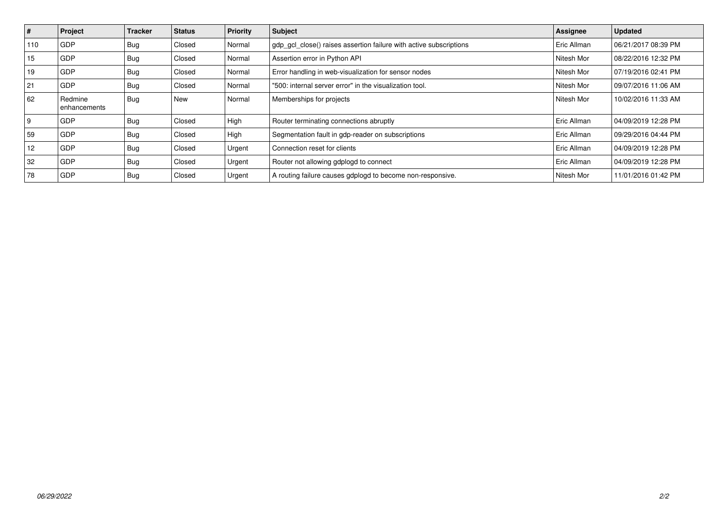| # | Project | Tracker | Status | Priority | Subject | Assignee | Updated |
|---|---|---|---|---|---|---|---|
| 110 | GDP | Bug | Closed | Normal | gdp_gcl_close() raises assertion failure with active subscriptions | Eric Allman | 06/21/2017 08:39 PM |
| 15 | GDP | Bug | Closed | Normal | Assertion error in Python API | Nitesh Mor | 08/22/2016 12:32 PM |
| 19 | GDP | Bug | Closed | Normal | Error handling in web-visualization for sensor nodes | Nitesh Mor | 07/19/2016 02:41 PM |
| 21 | GDP | Bug | Closed | Normal | "500: internal server error" in the visualization tool. | Nitesh Mor | 09/07/2016 11:06 AM |
| 62 | Redmine enhancements | Bug | New | Normal | Memberships for projects | Nitesh Mor | 10/02/2016 11:33 AM |
| 9 | GDP | Bug | Closed | High | Router terminating connections abruptly | Eric Allman | 04/09/2019 12:28 PM |
| 59 | GDP | Bug | Closed | High | Segmentation fault in gdp-reader on subscriptions | Eric Allman | 09/29/2016 04:44 PM |
| 12 | GDP | Bug | Closed | Urgent | Connection reset for clients | Eric Allman | 04/09/2019 12:28 PM |
| 32 | GDP | Bug | Closed | Urgent | Router not allowing gdplogd to connect | Eric Allman | 04/09/2019 12:28 PM |
| 78 | GDP | Bug | Closed | Urgent | A routing failure causes gdplogd to become non-responsive. | Nitesh Mor | 11/01/2016 01:42 PM |